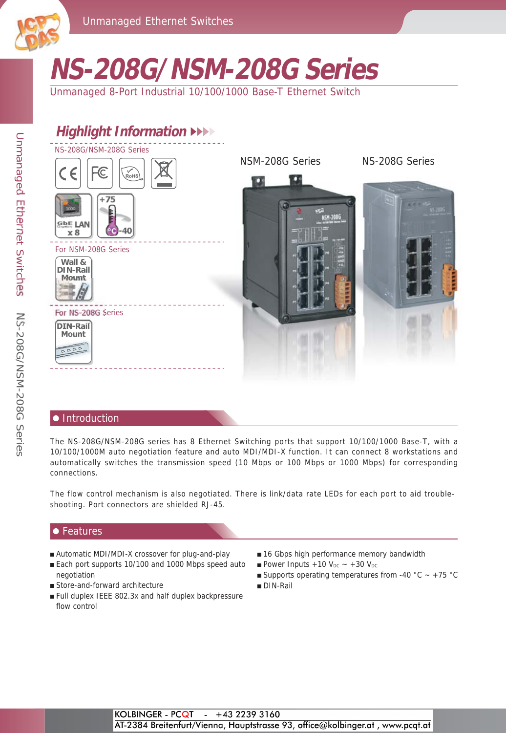# NS-208G/NSM-208G Series

Unmanaged 8-Port Industrial 10/100/1000 Base-T Ethernet Switch

## Highlight Information

NS-208G/NSM-208G Series

For NSM-208G Series

For NS-208G Series

NSM-208G Series

NS-208G Series

## Introduction

The NS-208G/NSM-208G series has 8 Ethernet Switching ports that support 10/100/1000 Base-T, with a 10/100/1000M auto negotiation feature and auto MDI/MDI-X function. It can connect 8 workstations and automatically switches the transmission speed (10 Mbps or 100 Mbps or 1000 Mbps) for corresponding connections.

The flow control mechanism is also negotiated. There is link/data rate LEDs for each port to aid trouble-shooting. Port connectors are shielded RJ-45.

## Features

- Automatic MDI/MDI-X crossover for plug-and-play
- Each port supports 10/100 and 1000 Mbps speed auto negotiation
- Store-and-forward architecture
- Full duplex IEEE 802.3x and half duplex backpressure flow control
- 16 Gbps high performance memory bandwidth
- Power Inputs +10 $V_{DC}$ ~ +30 $V_{DC}$
- Supports operating temperatures from -40 °C ~ +75 °C
- DIN-Rail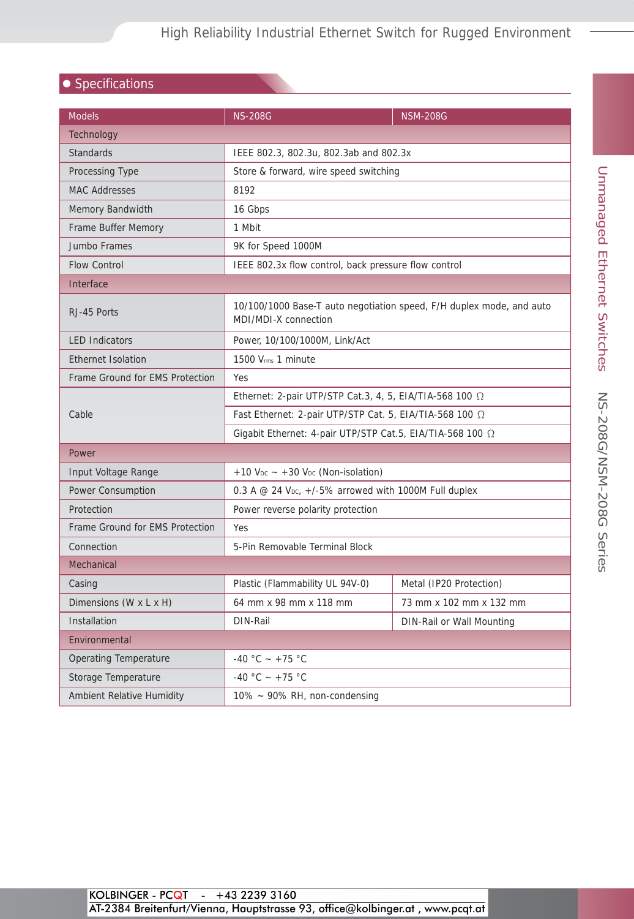## Specifications

| Models | NS-208G | NSM-208G |
|---|---|---|
| **Technology** | | |
| Standards | IEEE 802.3, 802.3u, 802.3ab and 802.3x | |
| Processing Type | Store & forward, wire speed switching | |
| MAC Addresses | 8192 | |
| Memory Bandwidth | 16 Gbps | |
| Frame Buffer Memory | 1 Mbit | |
| Jumbo Frames | 9K for Speed 1000M | |
| Flow Control | IEEE 802.3x flow control, back pressure flow control | |
| **Interface** | | |
| RJ-45 Ports | 10/100/1000 Base-T auto negotiation speed, F/H duplex mode, and auto MDI/MDI-X connection | |
| LED Indicators | Power, 10/100/1000M, Link/Act | |
| Ethernet Isolation | 1500 $V_{rms}$ 1 minute | |
| Frame Ground for EMS Protection | Yes | |
| Cable | Ethernet: 2-pair UTP/STP Cat.3, 4, 5, EIA/TIA-568 100 Ω | |
| | Fast Ethernet: 2-pair UTP/STP Cat. 5, EIA/TIA-568 100 Ω | |
| | Gigabit Ethernet: 4-pair UTP/STP Cat.5, EIA/TIA-568 100 Ω | |
| **Power** | | |
| Input Voltage Range | +10 $V_{DC}$ ~ +30 $V_{DC}$ (Non-isolation) | |
| Power Consumption | 0.3 A @ 24 $V_{DC}$, +/-5% arrowed with 1000M Full duplex | |
| Protection | Power reverse polarity protection | |
| Frame Ground for EMS Protection | Yes | |
| Connection | 5-Pin Removable Terminal Block | |
| **Mechanical** | | |
| Casing | Plastic (Flammability UL 94V-0) | Metal (IP20 Protection) |
| Dimensions (W x L x H) | 64 mm x 98 mm x 118 mm | 73 mm x 102 mm x 132 mm |
| Installation | DIN-Rail | DIN-Rail or Wall Mounting |
| **Environmental** | | |
| Operating Temperature | -40 °C ~ +75 °C | |
| Storage Temperature | -40 °C ~ +75 °C | |
| Ambient Relative Humidity | 10% ~ 90% RH, non-condensing | |

KOLBINGER - PCQT - +43 2239 3160
AT-2384 Breitenfurt/Vienna, Hauptstrasse 93, office@kolbinger.at , www.pcqt.at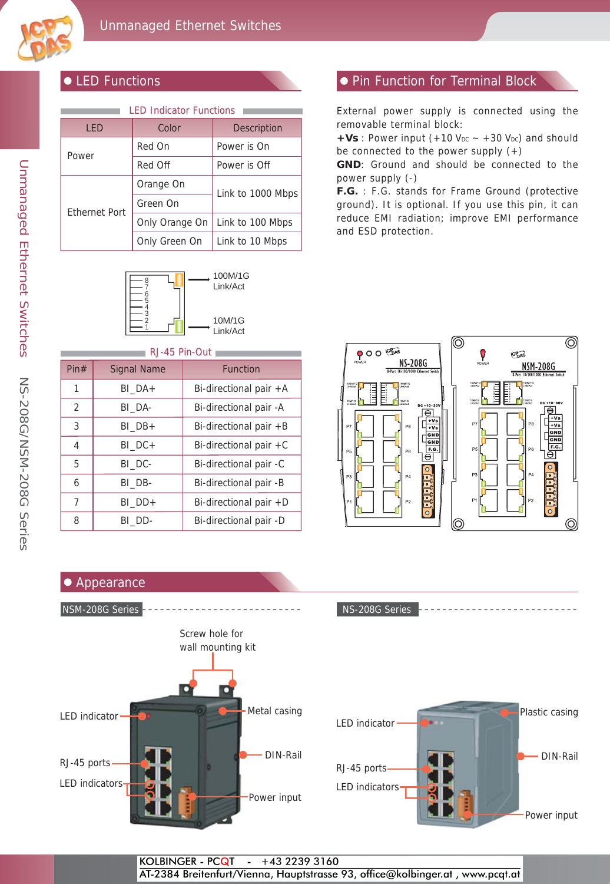## LED Functions

### LED Indicator Functions

| LED | Color | Description |
|---|---|---|
| Power | Red On | Power is On |
| | Red Off | Power is Off |
| Ethernet Port | Orange On | Link to 1000 Mbps |
| | Green On | |
| | Only Orange On | Link to 100 Mbps |
| | Only Green On | Link to 10 Mbps |

100M/1G Link/Act

10M/1G Link/Act

### RJ-45 Pin-Out

| Pin# | Signal Name | Function |
|---|---|---|
| 1 | BI_DA+ | Bi-directional pair +A |
| 2 | BI_DA- | Bi-directional pair -A |
| 3 | BI_DB+ | Bi-directional pair +B |
| 4 | BI_DC+ | Bi-directional pair +C |
| 5 | BI_DC- | Bi-directional pair -C |
| 6 | BI_DB- | Bi-directional pair -B |
| 7 | BI_DD+ | Bi-directional pair +D |
| 8 | BI_DD- | Bi-directional pair -D |

## Pin Function for Terminal Block

External power supply is connected using the removable terminal block:

**+Vs** : Power input (+10 $V_{DC}$ ~ +30 $V_{DC}$) and should be connected to the power supply (+)

**GND**: Ground and should be connected to the power supply (-)

**F.G.** : F.G. stands for Frame Ground (protective ground). It is optional. If you use this pin, it can reduce EMI radiation; improve EMI performance and ESD protection.

## Appearance

### NSM-208G Series

Screw hole for wall mounting kit, LED indicator, Metal casing, RJ-45 ports, DIN-Rail, LED indicators, Power input

### NS-208G Series

LED indicator, Plastic casing, RJ-45 ports, DIN-Rail, LED indicators, Power input

KOLBINGER - PCQT - +43 2239 3160
AT-2384 Breitenfurt/Vienna, Hauptstrasse 93, office@kolbinger.at , www.pcqt.at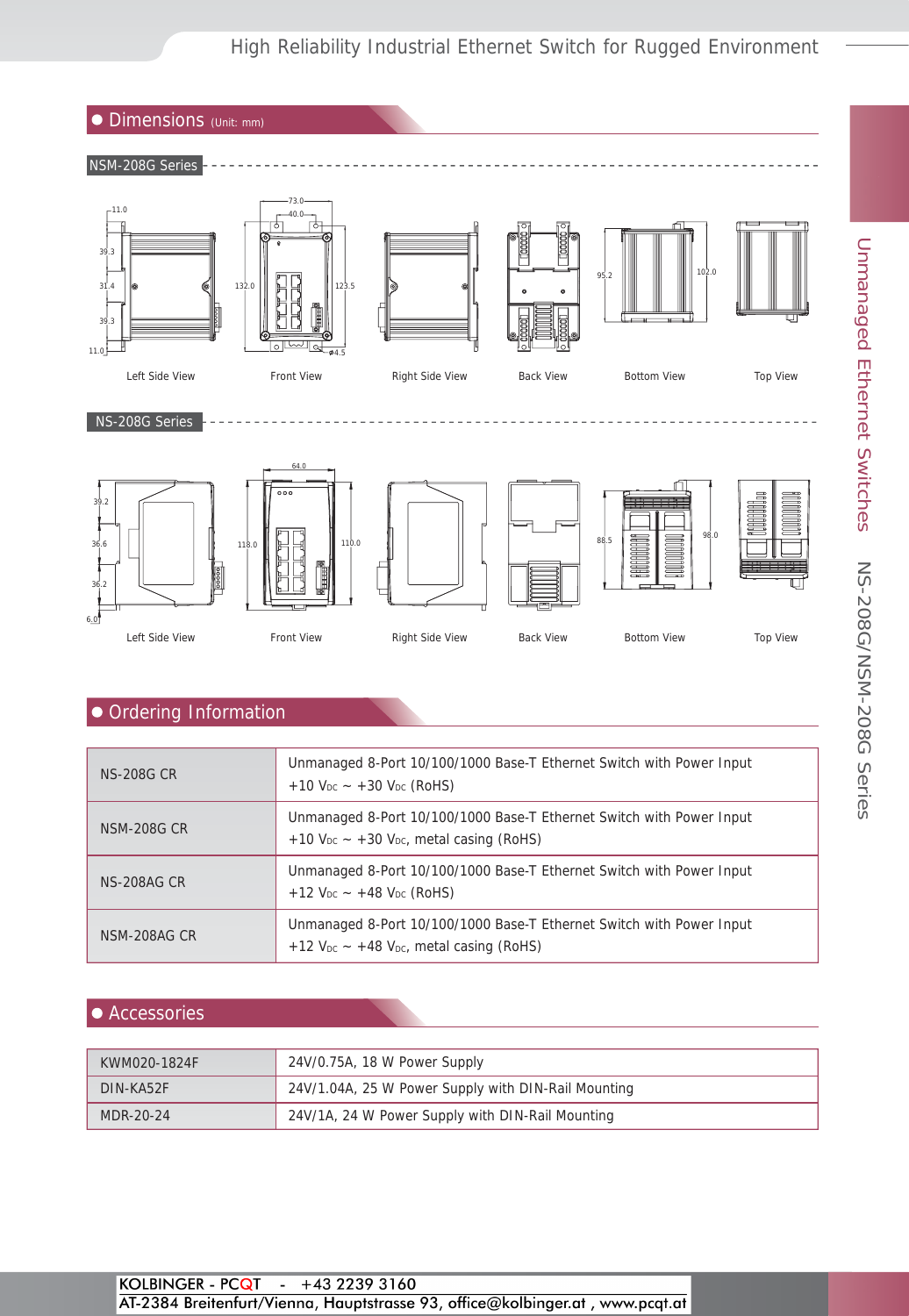## Dimensions (Unit: mm)

### NSM-208G Series

11.0
39.3
31.4
39.3
11.0
Left Side View

73.0
40.0
132.0
123.5
ø4.5
Front View

Right Side View

Back View

95.2
102.0
Bottom View

Top View

### NS-208G Series

39.2
36.6
36.2
6.0
Left Side View

64.0
118.0
110.0
Front View

Right Side View

Back View

88.5
98.0
Bottom View

Top View

## Ordering Information

| | |
|---|---|
| NS-208G CR | Unmanaged 8-Port 10/100/1000 Base-T Ethernet Switch with Power Input +10 $V_{DC}$ ~ +30 $V_{DC}$ (RoHS) |
| NSM-208G CR | Unmanaged 8-Port 10/100/1000 Base-T Ethernet Switch with Power Input +10 $V_{DC}$ ~ +30 $V_{DC}$, metal casing (RoHS) |
| NS-208AG CR | Unmanaged 8-Port 10/100/1000 Base-T Ethernet Switch with Power Input +12 $V_{DC}$ ~ +48 $V_{DC}$ (RoHS) |
| NSM-208AG CR | Unmanaged 8-Port 10/100/1000 Base-T Ethernet Switch with Power Input +12 $V_{DC}$ ~ +48 $V_{DC}$, metal casing (RoHS) |

## Accessories

| | |
|---|---|
| KWM020-1824F | 24V/0.75A, 18 W Power Supply |
| DIN-KA52F | 24V/1.04A, 25 W Power Supply with DIN-Rail Mounting |
| MDR-20-24 | 24V/1A, 24 W Power Supply with DIN-Rail Mounting |

KOLBINGER - PCQT - +43 2239 3160
AT-2384 Breitenfurt/Vienna, Hauptstrasse 93, office@kolbinger.at , www.pcqt.at